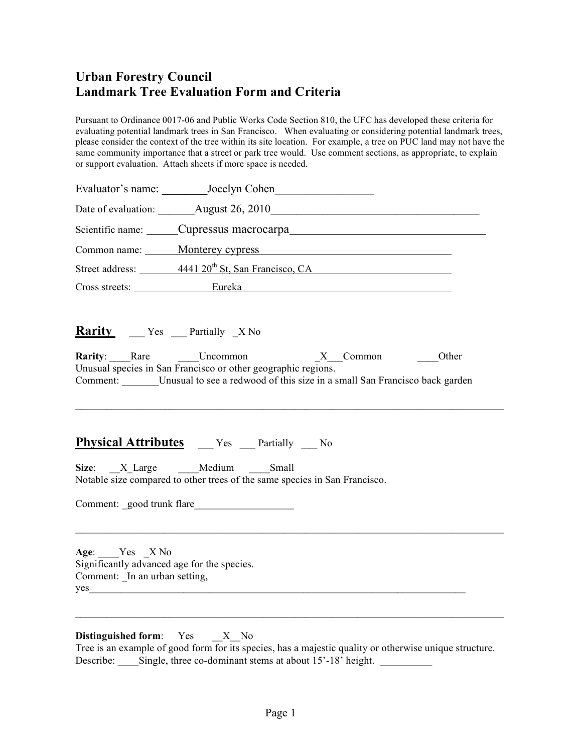# Urban Forestry Council
# Landmark Tree Evaluation Form and Criteria

Pursuant to Ordinance 0017-06 and Public Works Code Section 810, the UFC has developed these criteria for evaluating potential landmark trees in San Francisco. When evaluating or considering potential landmark trees, please consider the context of the tree within its site location. For example, a tree on PUC land may not have the same community importance that a street or park tree would. Use comment sections, as appropriate, to explain or support evaluation. Attach sheets if more space is needed.

Evaluator's name: ________Jocelyn Cohen_________________

Date of evaluation: _______August 26, 2010_____________________________________

Scientific name: ______Cupressus macrocarpa_________________________________

Common name: ______Monterey cypress

Street address: ________4441 20th St, San Francisco, CA

Cross streets: ________Eureka

## Rarity ___ Yes ___ Partially _X No

**Rarity**: ____Rare ____Uncommon _X___Common ____Other

Unusual species in San Francisco or other geographic regions.

Comment: _______Unusual to see a redwood of this size in a small San Francisco back garden

---

## Physical Attributes ___ Yes ___ Partially ___ No

**Size**: __X_Large ____Medium ____Small

Notable size compared to other trees of the same species in San Francisco.

Comment: _good trunk flare__________________

---

**Age**: ____Yes _X No

Significantly advanced age for the species.

Comment: _In an urban setting, yes___________________________________________________________________________

---

**Distinguished form**: Yes __X__No

Tree is an example of good form for its species, has a majestic quality or otherwise unique structure.

Describe: ____Single, three co-dominant stems at about 15'-18' height. __________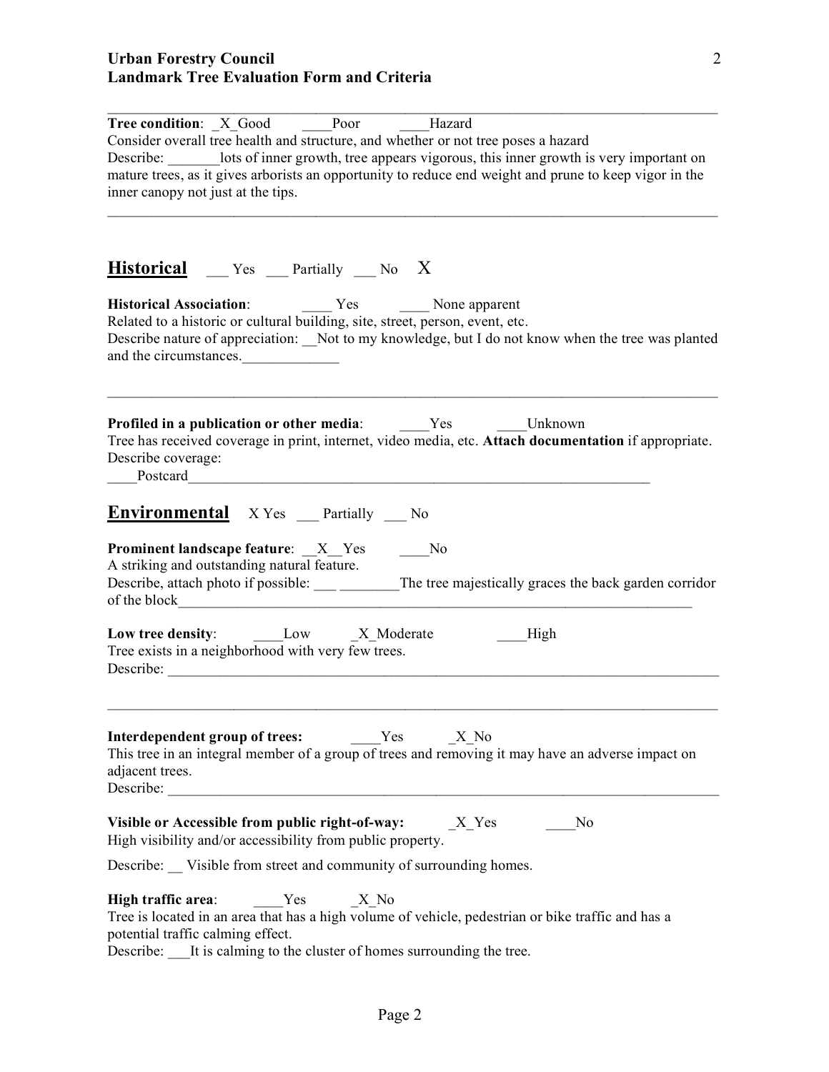**Tree condition**: _X_Good ____Poor ____Hazard

Consider overall tree health and structure, and whether or not tree poses a hazard

Describe: _______lots of inner growth, tree appears vigorous, this inner growth is very important on mature trees, as it gives arborists an opportunity to reduce end weight and prune to keep vigor in the inner canopy not just at the tips.

---

## Historical ___ Yes ___ Partially ___ No X

**Historical Association**: ____ Yes ____ None apparent

Related to a historic or cultural building, site, street, person, event, etc.

Describe nature of appreciation: __Not to my knowledge, but I do not know when the tree was planted and the circumstances.____________

---

**Profiled in a publication or other media**: ____Yes ____Unknown

Tree has received coverage in print, internet, video media, etc. **Attach documentation** if appropriate.

Describe coverage:

____Postcard______________________________________________________________

## Environmental X Yes ___ Partially ___ No

**Prominent landscape feature**: __X__Yes ____No

A striking and outstanding natural feature.

Describe, attach photo if possible: ___ ________The tree majestically graces the back garden corridor of the block_______________________________________________________________________

**Low tree density**: ____Low _X_Moderate ____High

Tree exists in a neighborhood with very few trees.

Describe: ___________________________________________________________________________

---

**Interdependent group of trees:** ____Yes _X_No

This tree in an integral member of a group of trees and removing it may have an adverse impact on adjacent trees.

Describe: ___________________________________________________________________________

**Visible or Accessible from public right-of-way:** _X_Yes ____No

High visibility and/or accessibility from public property.

Describe: __ Visible from street and community of surrounding homes.

**High traffic area**: ____Yes _X_No

Tree is located in an area that has a high volume of vehicle, pedestrian or bike traffic and has a potential traffic calming effect.

Describe: ___It is calming to the cluster of homes surrounding the tree.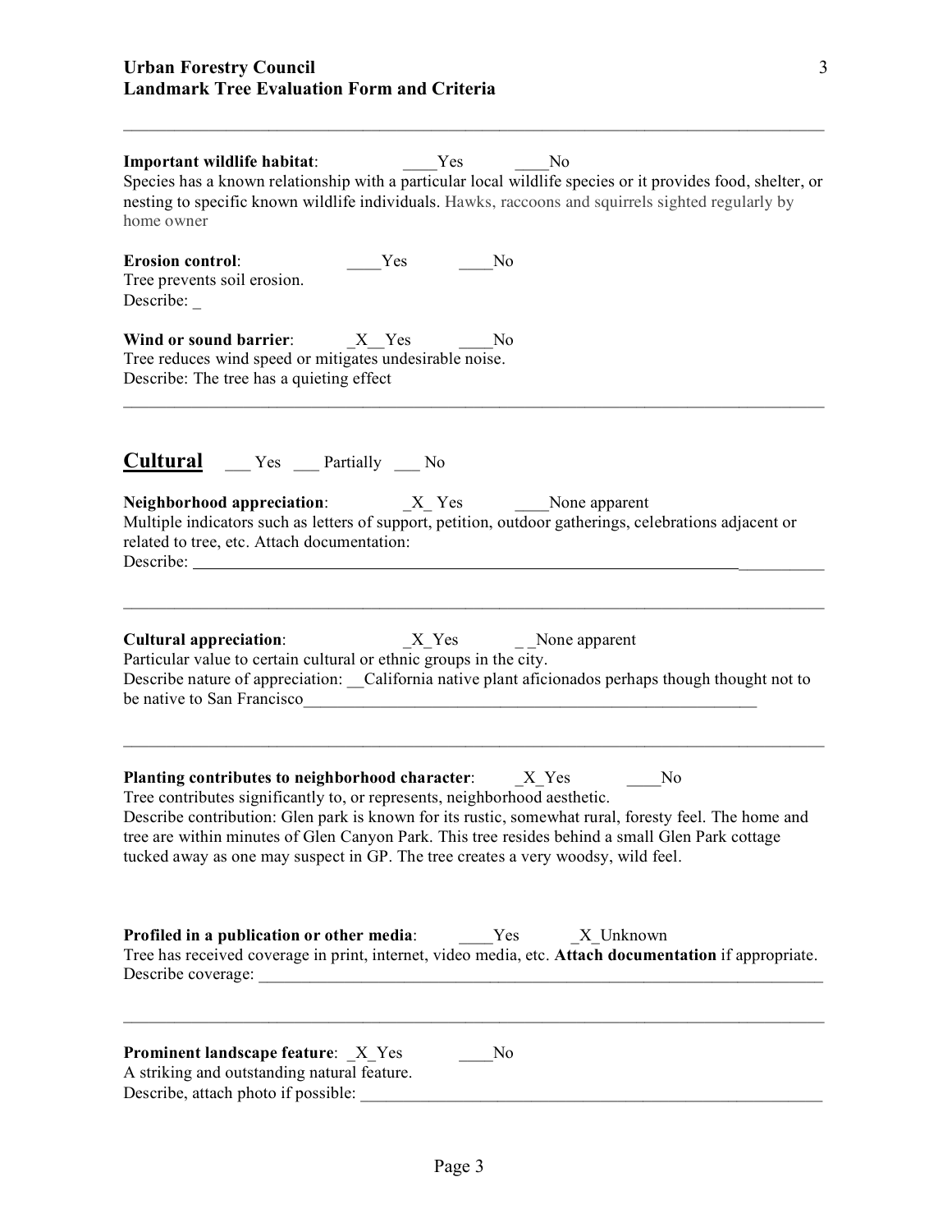**Important wildlife habitat**: ____Yes ____No
Species has a known relationship with a particular local wildlife species or it provides food, shelter, or nesting to specific known wildlife individuals. Hawks, raccoons and squirrels sighted regularly by home owner

**Erosion control**: ____Yes ____No
Tree prevents soil erosion.
Describe: _

**Wind or sound barrier**: _X__Yes ____No
Tree reduces wind speed or mitigates undesirable noise.
Describe: The tree has a quieting effect

---

## Cultural ___ Yes ___ Partially ___ No

**Neighborhood appreciation**: _X_ Yes ____None apparent
Multiple indicators such as letters of support, petition, outdoor gatherings, celebrations adjacent or related to tree, etc. Attach documentation:
Describe: ______________________________

---

**Cultural appreciation**: _X_Yes _ _None apparent
Particular value to certain cultural or ethnic groups in the city.
Describe nature of appreciation: __California native plant aficionados perhaps though thought not to be native to San Francisco______________________________

---

**Planting contributes to neighborhood character**: _X_Yes ____No
Tree contributes significantly to, or represents, neighborhood aesthetic.
Describe contribution: Glen park is known for its rustic, somewhat rural, foresty feel. The home and tree are within minutes of Glen Canyon Park. This tree resides behind a small Glen Park cottage tucked away as one may suspect in GP. The tree creates a very woodsy, wild feel.

**Profiled in a publication or other media**: ____Yes _X_Unknown
Tree has received coverage in print, internet, video media, etc. **Attach documentation** if appropriate.
Describe coverage: ______________________________

---

**Prominent landscape feature**: _X_Yes ____No
A striking and outstanding natural feature.
Describe, attach photo if possible: ______________________________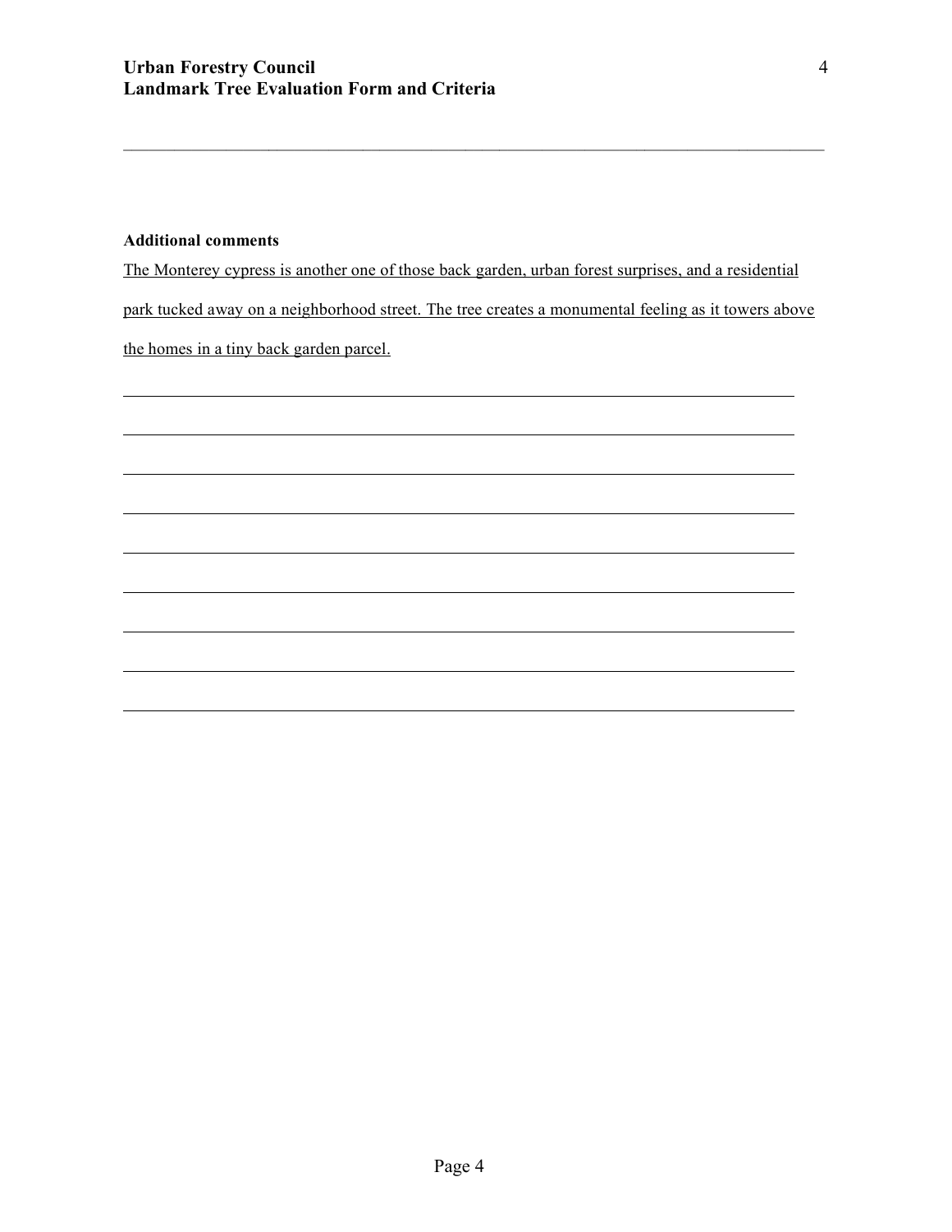**Additional comments**

The Monterey cypress is another one of those back garden, urban forest surprises, and a residential park tucked away on a neighborhood street. The tree creates a monumental feeling as it towers above the homes in a tiny back garden parcel.